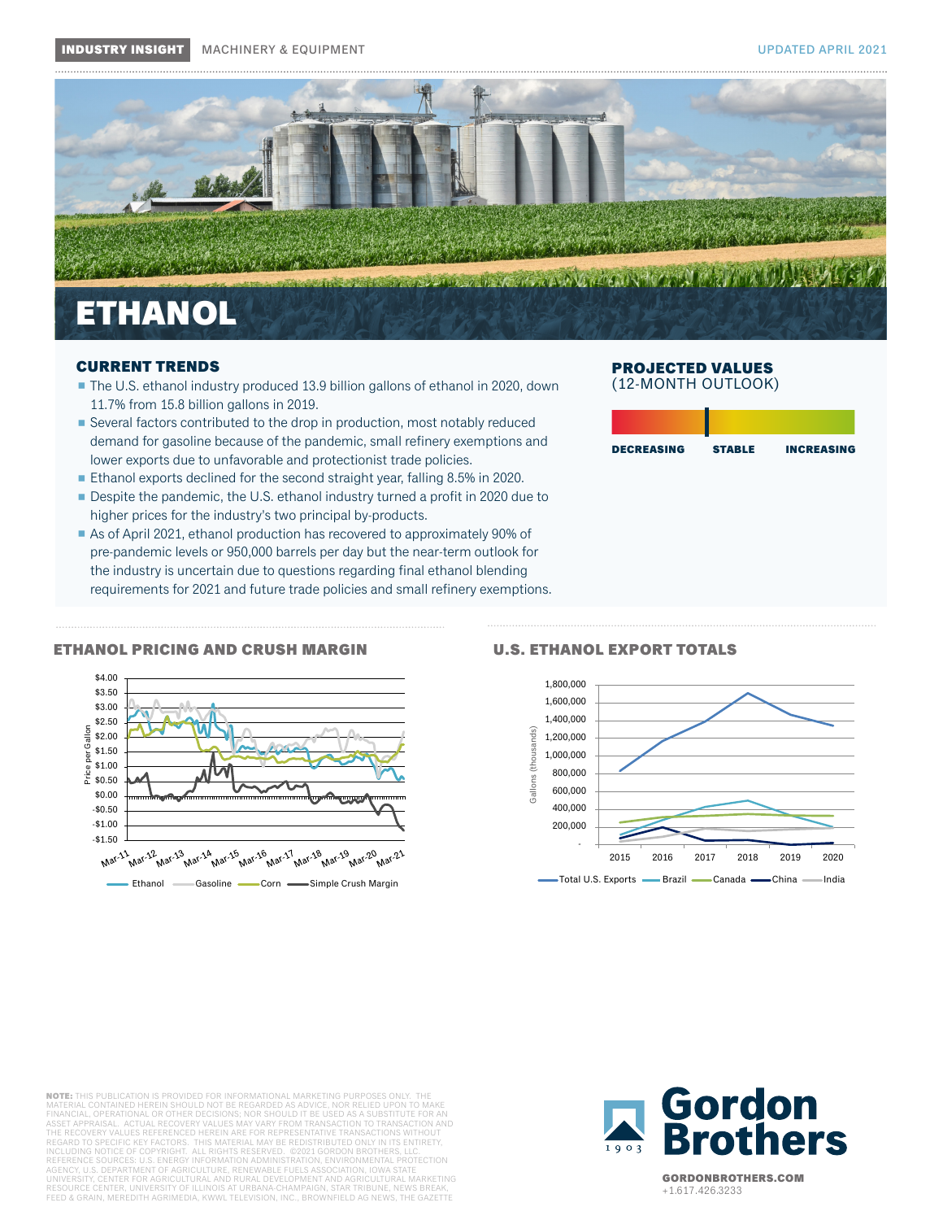INDUSTRY INSIGHT | MACHINERY & EQUIPMENT

UPDATED APRIL 2021

# ETHANOL

## CURRENT TRENDS

- The U.S. ethanol industry produced 13.9 billion gallons of ethanol in 2020, down 11.7% from 15.8 billion gallons in 2019.
- Several factors contributed to the drop in production, most notably reduced demand for gasoline because of the pandemic, small refinery exemptions and lower exports due to unfavorable and protectionist trade policies.
- Ethanol exports declined for the second straight year, falling 8.5% in 2020.
- Despite the pandemic, the U.S. ethanol industry turned a profit in 2020 due to higher prices for the industry's two principal by-products.
- As of April 2021, ethanol production has recovered to approximately 90% of pre-pandemic levels or 950,000 barrels per day but the near-term outlook for the industry is uncertain due to questions regarding final ethanol blending requirements for 2021 and future trade policies and small refinery exemptions.

## PROJECTED VALUES
(12-MONTH OUTLOOK)

DECREASING | STABLE | INCREASING

## ETHANOL PRICING AND CRUSH MARGIN

Price per Gallon: $4.00, $3.50, $3.00, $2.50, $2.00, $1.50, $1.00, $0.50, $0.00, -$0.50, -$1.00, -$1.50

Mar-11, Mar-12, Mar-13, Mar-14, Mar-15, Mar-16, Mar-17, Mar-18, Mar-19, Mar-20, Mar-21

Ethanol, Gasoline, Corn, Simple Crush Margin

## U.S. ETHANOL EXPORT TOTALS

Gallons (thousands): 1,800,000, 1,600,000, 1,400,000, 1,200,000, 1,000,000, 800,000, 600,000, 400,000, 200,000, -

2015, 2016, 2017, 2018, 2019, 2020

Total U.S. Exports, Brazil, Canada, China, India

**NOTE:** THIS PUBLICATION IS PROVIDED FOR INFORMATIONAL MARKETING PURPOSES ONLY. THE MATERIAL CONTAINED HEREIN SHOULD NOT BE REGARDED AS ADVICE, NOR RELIED UPON TO MAKE FINANCIAL, OPERATIONAL OR OTHER DECISIONS; NOR SHOULD IT BE USED AS A SUBSTITUTE FOR AN ASSET APPRAISAL. ACTUAL RECOVERY VALUES MAY VARY FROM TRANSACTION TO TRANSACTION AND THE RECOVERY VALUES REFERENCED HEREIN ARE FOR REPRESENTATIVE TRANSACTIONS WITHOUT REGARD TO SPECIFIC KEY FACTORS. THIS MATERIAL MAY BE REDISTRIBUTED ONLY IN ITS ENTIRETY, INCLUDING NOTICE OF COPYRIGHT. ALL RIGHTS RESERVED. ©2021 GORDON BROTHERS, LLC. REFERENCE SOURCES: U.S. ENERGY INFORMATION ADMINISTRATION, ENVIRONMENTAL PROTECTION AGENCY, U.S. DEPARTMENT OF AGRICULTURE, RENEWABLE FUELS ASSOCIATION, IOWA STATE UNIVERSITY, CENTER FOR AGRICULTURAL AND RURAL DEVELOPMENT AND AGRICULTURAL MARKETING RESOURCE CENTER, UNIVERSITY OF ILLINOIS AT URBANA-CHAMPAIGN, STAR TRIBUNE, NEWS BREAK, FEED & GRAIN, MEREDITH AGRIMEDIA, KWWL TELEVISION, INC., BROWNFIELD AG NEWS, THE GAZETTE

Gordon Brothers 1903

GORDONBROTHERS.COM
+1.617.426.3233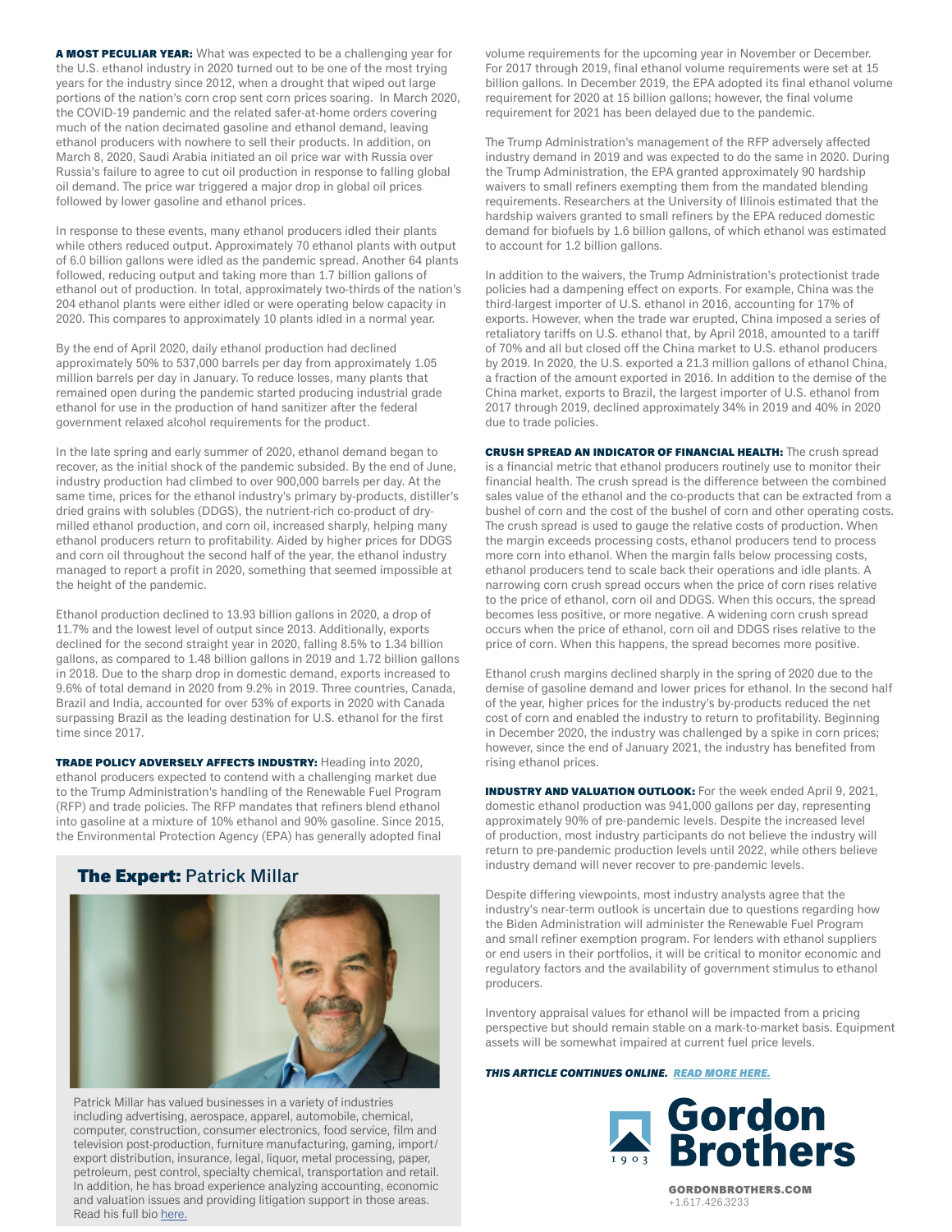**A MOST PECULIAR YEAR:** What was expected to be a challenging year for the U.S. ethanol industry in 2020 turned out to be one of the most trying years for the industry since 2012, when a drought that wiped out large portions of the nation's corn crop sent corn prices soaring. In March 2020, the COVID-19 pandemic and the related safer-at-home orders covering much of the nation decimated gasoline and ethanol demand, leaving ethanol producers with nowhere to sell their products. In addition, on March 8, 2020, Saudi Arabia initiated an oil price war with Russia over Russia's failure to agree to cut oil production in response to falling global oil demand. The price war triggered a major drop in global oil prices followed by lower gasoline and ethanol prices.

In response to these events, many ethanol producers idled their plants while others reduced output. Approximately 70 ethanol plants with output of 6.0 billion gallons were idled as the pandemic spread. Another 64 plants followed, reducing output and taking more than 1.7 billion gallons of ethanol out of production. In total, approximately two-thirds of the nation's 204 ethanol plants were either idled or were operating below capacity in 2020. This compares to approximately 10 plants idled in a normal year.

By the end of April 2020, daily ethanol production had declined approximately 50% to 537,000 barrels per day from approximately 1.05 million barrels per day in January. To reduce losses, many plants that remained open during the pandemic started producing industrial grade ethanol for use in the production of hand sanitizer after the federal government relaxed alcohol requirements for the product.

In the late spring and early summer of 2020, ethanol demand began to recover, as the initial shock of the pandemic subsided. By the end of June, industry production had climbed to over 900,000 barrels per day. At the same time, prices for the ethanol industry's primary by-products, distiller's dried grains with solubles (DDGS), the nutrient-rich co-product of dry-milled ethanol production, and corn oil, increased sharply, helping many ethanol producers return to profitability. Aided by higher prices for DDGS and corn oil throughout the second half of the year, the ethanol industry managed to report a profit in 2020, something that seemed impossible at the height of the pandemic.

Ethanol production declined to 13.93 billion gallons in 2020, a drop of 11.7% and the lowest level of output since 2013. Additionally, exports declined for the second straight year in 2020, falling 8.5% to 1.34 billion gallons, as compared to 1.48 billion gallons in 2019 and 1.72 billion gallons in 2018. Due to the sharp drop in domestic demand, exports increased to 9.6% of total demand in 2020 from 9.2% in 2019. Three countries, Canada, Brazil and India, accounted for over 53% of exports in 2020 with Canada surpassing Brazil as the leading destination for U.S. ethanol for the first time since 2017.

**TRADE POLICY ADVERSELY AFFECTS INDUSTRY:** Heading into 2020, ethanol producers expected to contend with a challenging market due to the Trump Administration's handling of the Renewable Fuel Program (RFP) and trade policies. The RFP mandates that refiners blend ethanol into gasoline at a mixture of 10% ethanol and 90% gasoline. Since 2015, the Environmental Protection Agency (EPA) has generally adopted final volume requirements for the upcoming year in November or December. For 2017 through 2019, final ethanol volume requirements were set at 15 billion gallons. In December 2019, the EPA adopted its final ethanol volume requirement for 2020 at 15 billion gallons; however, the final volume requirement for 2021 has been delayed due to the pandemic.

The Trump Administration's management of the RFP adversely affected industry demand in 2019 and was expected to do the same in 2020. During the Trump Administration, the EPA granted approximately 90 hardship waivers to small refiners exempting them from the mandated blending requirements. Researchers at the University of Illinois estimated that the hardship waivers granted to small refiners by the EPA reduced domestic demand for biofuels by 1.6 billion gallons, of which ethanol was estimated to account for 1.2 billion gallons.

In addition to the waivers, the Trump Administration's protectionist trade policies had a dampening effect on exports. For example, China was the third-largest importer of U.S. ethanol in 2016, accounting for 17% of exports. However, when the trade war erupted, China imposed a series of retaliatory tariffs on U.S. ethanol that, by April 2018, amounted to a tariff of 70% and all but closed off the China market to U.S. ethanol producers by 2019. In 2020, the U.S. exported a 21.3 million gallons of ethanol China, a fraction of the amount exported in 2016. In addition to the demise of the China market, exports to Brazil, the largest importer of U.S. ethanol from 2017 through 2019, declined approximately 34% in 2019 and 40% in 2020 due to trade policies.

**CRUSH SPREAD AN INDICATOR OF FINANCIAL HEALTH:** The crush spread is a financial metric that ethanol producers routinely use to monitor their financial health. The crush spread is the difference between the combined sales value of the ethanol and the co-products that can be extracted from a bushel of corn and the cost of the bushel of corn and other operating costs. The crush spread is used to gauge the relative costs of production. When the margin exceeds processing costs, ethanol producers tend to process more corn into ethanol. When the margin falls below processing costs, ethanol producers tend to scale back their operations and idle plants. A narrowing corn crush spread occurs when the price of corn rises relative to the price of ethanol, corn oil and DDGS. When this occurs, the spread becomes less positive, or more negative. A widening corn crush spread occurs when the price of ethanol, corn oil and DDGS rises relative to the price of corn. When this happens, the spread becomes more positive.

Ethanol crush margins declined sharply in the spring of 2020 due to the demise of gasoline demand and lower prices for ethanol. In the second half of the year, higher prices for the industry's by-products reduced the net cost of corn and enabled the industry to return to profitability. Beginning in December 2020, the industry was challenged by a spike in corn prices; however, since the end of January 2021, the industry has benefited from rising ethanol prices.

**INDUSTRY AND VALUATION OUTLOOK:** For the week ended April 9, 2021, domestic ethanol production was 941,000 gallons per day, representing approximately 90% of pre-pandemic levels. Despite the increased level of production, most industry participants do not believe the industry will return to pre-pandemic production levels until 2022, while others believe industry demand will never recover to pre-pandemic levels.

Despite differing viewpoints, most industry analysts agree that the industry's near-term outlook is uncertain due to questions regarding how the Biden Administration will administer the Renewable Fuel Program and small refiner exemption program. For lenders with ethanol suppliers or end users in their portfolios, it will be critical to monitor economic and regulatory factors and the availability of government stimulus to ethanol producers.

Inventory appraisal values for ethanol will be impacted from a pricing perspective but should remain stable on a mark-to-market basis. Equipment assets will be somewhat impaired at current fuel price levels.

***THIS ARTICLE CONTINUES ONLINE. [READ MORE HERE.]***

## The Expert: Patrick Millar

Patrick Millar has valued businesses in a variety of industries including advertising, aerospace, apparel, automobile, chemical, computer, construction, consumer electronics, food service, film and television post-production, furniture manufacturing, gaming, import/export distribution, insurance, legal, liquor, metal processing, paper, petroleum, pest control, specialty chemical, transportation and retail. In addition, he has broad experience analyzing accounting, economic and valuation issues and providing litigation support in those areas. Read his full bio here.

Gordon Brothers
1903

GORDONBROTHERS.COM
+1.617.426.3233